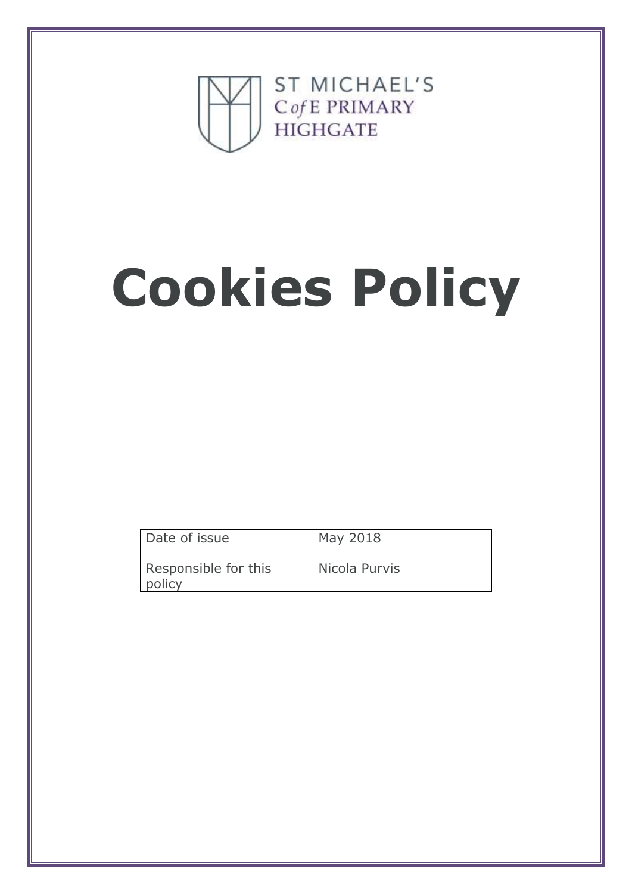ST MICHAEL'S
C *of* E PRIMARY
HIGHGATE

# Cookies Policy

| Date of issue | May 2018 |
| --- | --- |
| Responsible for this policy | Nicola Purvis |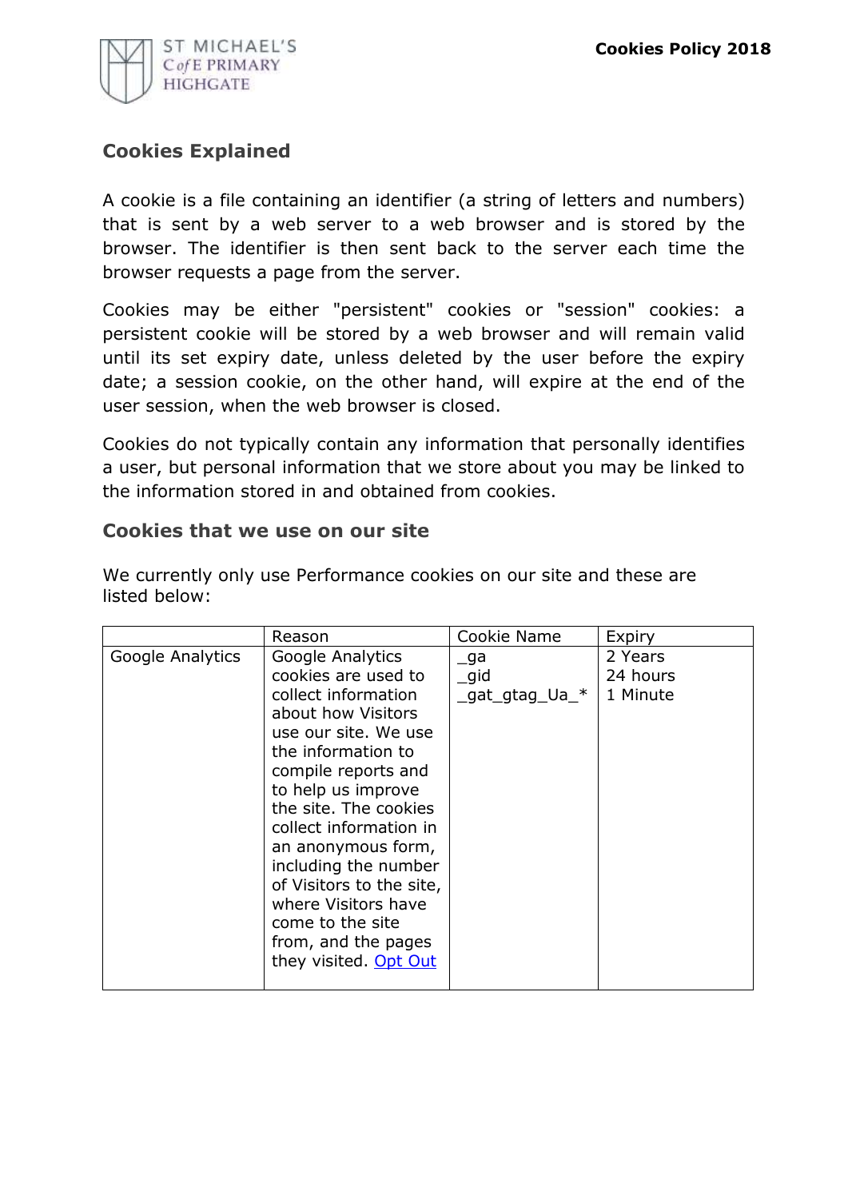## Cookies Explained

A cookie is a file containing an identifier (a string of letters and numbers) that is sent by a web server to a web browser and is stored by the browser. The identifier is then sent back to the server each time the browser requests a page from the server.

Cookies may be either "persistent" cookies or "session" cookies: a persistent cookie will be stored by a web browser and will remain valid until its set expiry date, unless deleted by the user before the expiry date; a session cookie, on the other hand, will expire at the end of the user session, when the web browser is closed.

Cookies do not typically contain any information that personally identifies a user, but personal information that we store about you may be linked to the information stored in and obtained from cookies.

### Cookies that we use on our site

We currently only use Performance cookies on our site and these are listed below:

| | Reason | Cookie Name | Expiry |
|---|---|---|---|
| Google Analytics | Google Analytics cookies are used to collect information about how Visitors use our site. We use the information to compile reports and to help us improve the site. The cookies collect information in an anonymous form, including the number of Visitors to the site, where Visitors have come to the site from, and the pages they visited. Opt Out | _ga<br>_gid<br>_gat_gtag_Ua_* | 2 Years<br>24 hours<br>1 Minute |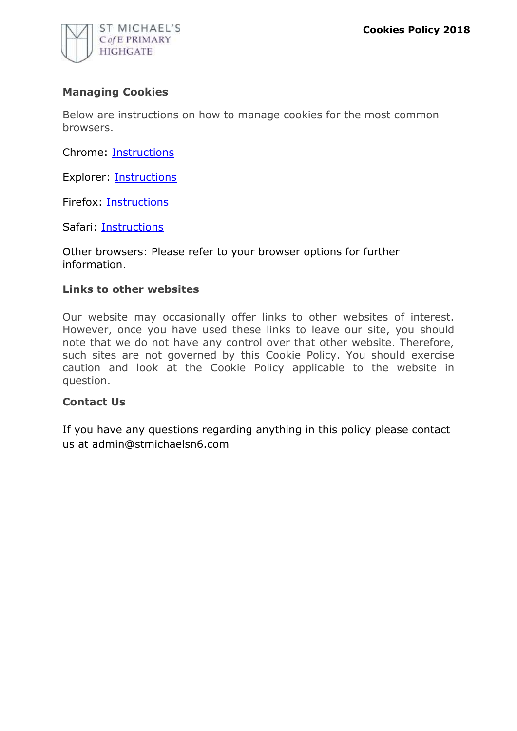## Managing Cookies

Below are instructions on how to manage cookies for the most common browsers.

Chrome: Instructions

Explorer: Instructions

Firefox: Instructions

Safari: Instructions

Other browsers: Please refer to your browser options for further information.

## Links to other websites

Our website may occasionally offer links to other websites of interest. However, once you have used these links to leave our site, you should note that we do not have any control over that other website. Therefore, such sites are not governed by this Cookie Policy. You should exercise caution and look at the Cookie Policy applicable to the website in question.

## Contact Us

If you have any questions regarding anything in this policy please contact us at admin@stmichaelsn6.com